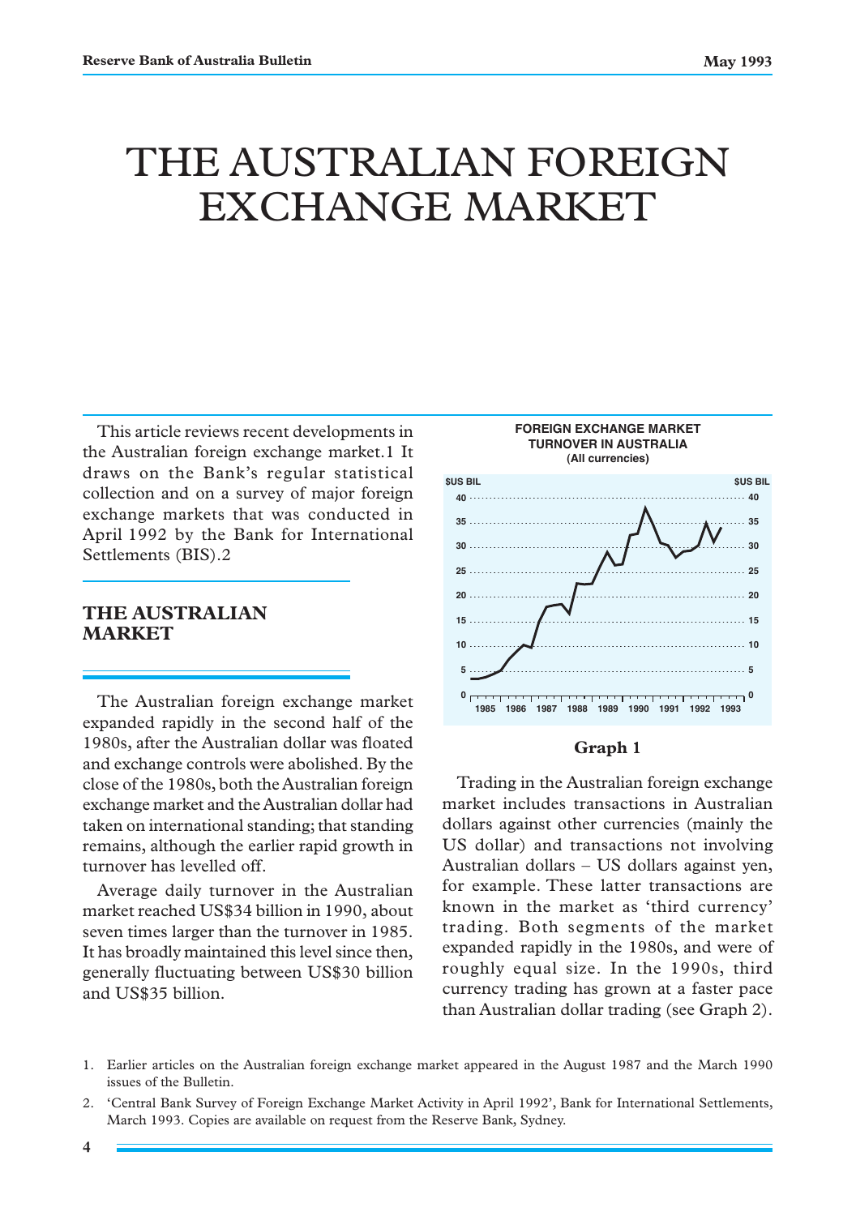# THE AUSTRALIAN FOREIGN EXCHANGE MARKET

This article reviews recent developments in the Australian foreign exchange market.[1] It draws on the Bank's regular statistical collection and on a survey of major foreign exchange markets that was conducted in April 1992 by the Bank for International Settlements (BIS).[2]

## THE AUSTRALIAN MARKET

The Australian foreign exchange market expanded rapidly in the second half of the 1980s, after the Australian dollar was floated and exchange controls were abolished. By the close of the 1980s, both the Australian foreign exchange market and the Australian dollar had taken on international standing; that standing remains, although the earlier rapid growth in turnover has levelled off.

Average daily turnover in the Australian market reached US$34 billion in 1990, about seven times larger than the turnover in 1985. It has broadly maintained this level since then, generally fluctuating between US$30 billion and US$35 billion.

**FOREIGN EXCHANGE MARKET TURNOVER IN AUSTRALIA**
**(All currencies)**

**Graph 1**

Trading in the Australian foreign exchange market includes transactions in Australian dollars against other currencies (mainly the US dollar) and transactions not involving Australian dollars – US dollars against yen, for example. These latter transactions are known in the market as 'third currency' trading. Both segments of the market expanded rapidly in the 1980s, and were of roughly equal size. In the 1990s, third currency trading has grown at a faster pace than Australian dollar trading (see Graph 2).

1. Earlier articles on the Australian foreign exchange market appeared in the August 1987 and the March 1990 issues of the Bulletin.
2. 'Central Bank Survey of Foreign Exchange Market Activity in April 1992', Bank for International Settlements, March 1993. Copies are available on request from the Reserve Bank, Sydney.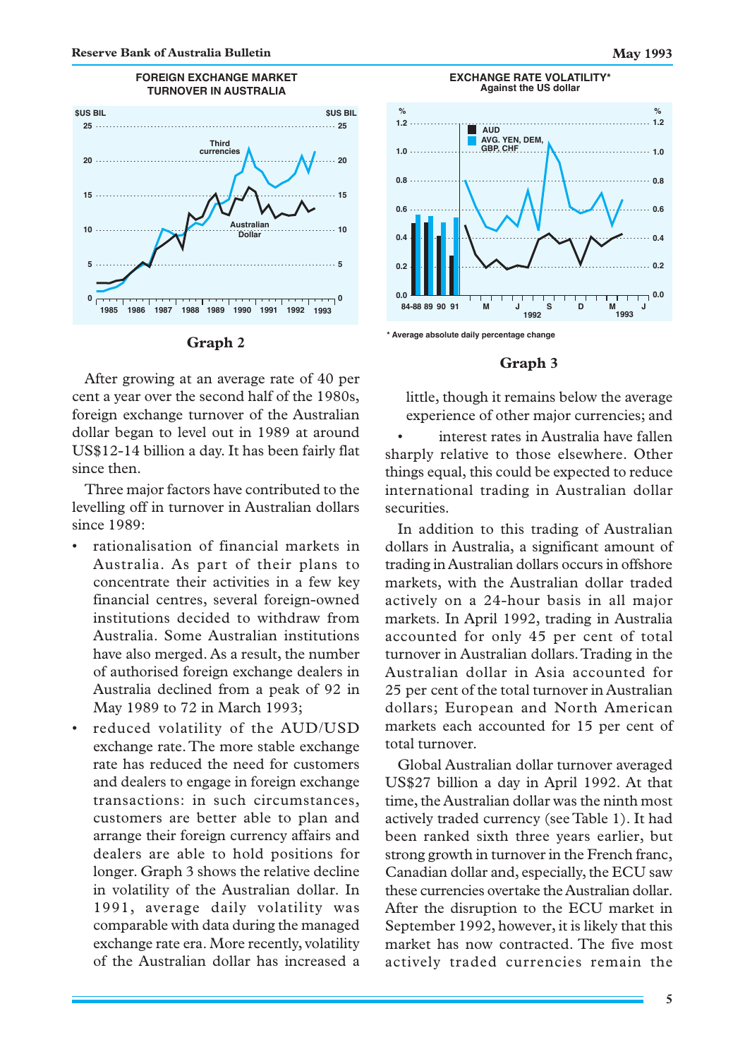**FOREIGN EXCHANGE MARKET TURNOVER IN AUSTRALIA**

**Graph 2**

**EXCHANGE RATE VOLATILITY***
Against the US dollar

\* Average absolute daily percentage change

**Graph 3**

After growing at an average rate of 40 per cent a year over the second half of the 1980s, foreign exchange turnover of the Australian dollar began to level out in 1989 at around US$12-14 billion a day. It has been fairly flat since then.

Three major factors have contributed to the levelling off in turnover in Australian dollars since 1989:

- rationalisation of financial markets in Australia. As part of their plans to concentrate their activities in a few key financial centres, several foreign-owned institutions decided to withdraw from Australia. Some Australian institutions have also merged. As a result, the number of authorised foreign exchange dealers in Australia declined from a peak of 92 in May 1989 to 72 in March 1993;
- reduced volatility of the AUD/USD exchange rate. The more stable exchange rate has reduced the need for customers and dealers to engage in foreign exchange transactions: in such circumstances, customers are better able to plan and arrange their foreign currency affairs and dealers are able to hold positions for longer. Graph 3 shows the relative decline in volatility of the Australian dollar. In 1991, average daily volatility was comparable with data during the managed exchange rate era. More recently, volatility of the Australian dollar has increased a little, though it remains below the average experience of other major currencies; and
- interest rates in Australia have fallen sharply relative to those elsewhere. Other things equal, this could be expected to reduce international trading in Australian dollar securities.

In addition to this trading of Australian dollars in Australia, a significant amount of trading in Australian dollars occurs in offshore markets, with the Australian dollar traded actively on a 24-hour basis in all major markets. In April 1992, trading in Australia accounted for only 45 per cent of total turnover in Australian dollars. Trading in the Australian dollar in Asia accounted for 25 per cent of the total turnover in Australian dollars; European and North American markets each accounted for 15 per cent of total turnover.

Global Australian dollar turnover averaged US$27 billion a day in April 1992. At that time, the Australian dollar was the ninth most actively traded currency (see Table 1). It had been ranked sixth three years earlier, but strong growth in turnover in the French franc, Canadian dollar and, especially, the ECU saw these currencies overtake the Australian dollar. After the disruption to the ECU market in September 1992, however, it is likely that this market has now contracted. The five most actively traded currencies remain the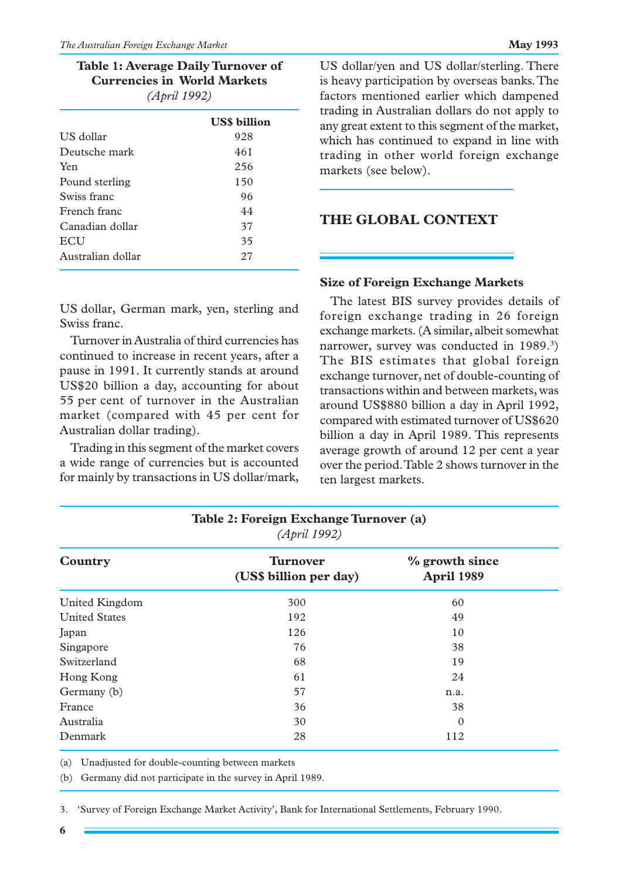**Table 1: Average Daily Turnover of Currencies in World Markets**
*(April 1992)*

| | US$ billion |
|---|---|
| US dollar | 928 |
| Deutsche mark | 461 |
| Yen | 256 |
| Pound sterling | 150 |
| Swiss franc | 96 |
| French franc | 44 |
| Canadian dollar | 37 |
| ECU | 35 |
| Australian dollar | 27 |

US dollar, German mark, yen, sterling and Swiss franc.

Turnover in Australia of third currencies has continued to increase in recent years, after a pause in 1991. It currently stands at around US$20 billion a day, accounting for about 55 per cent of turnover in the Australian market (compared with 45 per cent for Australian dollar trading).

Trading in this segment of the market covers a wide range of currencies but is accounted for mainly by transactions in US dollar/mark, US dollar/yen and US dollar/sterling. There is heavy participation by overseas banks. The factors mentioned earlier which dampened trading in Australian dollars do not apply to any great extent to this segment of the market, which has continued to expand in line with trading in other world foreign exchange markets (see below).

## THE GLOBAL CONTEXT

### Size of Foreign Exchange Markets

The latest BIS survey provides details of foreign exchange trading in 26 foreign exchange markets. (A similar, albeit somewhat narrower, survey was conducted in 1989.[3]) The BIS estimates that global foreign exchange turnover, net of double-counting of transactions within and between markets, was around US$880 billion a day in April 1992, compared with estimated turnover of US$620 billion a day in April 1989. This represents average growth of around 12 per cent a year over the period. Table 2 shows turnover in the ten largest markets.

**Table 2: Foreign Exchange Turnover (a)**
*(April 1992)*

| Country | Turnover (US$ billion per day) | % growth since April 1989 |
|---|---|---|
| United Kingdom | 300 | 60 |
| United States | 192 | 49 |
| Japan | 126 | 10 |
| Singapore | 76 | 38 |
| Switzerland | 68 | 19 |
| Hong Kong | 61 | 24 |
| Germany (b) | 57 | n.a. |
| France | 36 | 38 |
| Australia | 30 | 0 |
| Denmark | 28 | 112 |

(a) Unadjusted for double-counting between markets

(b) Germany did not participate in the survey in April 1989.

3. 'Survey of Foreign Exchange Market Activity', Bank for International Settlements, February 1990.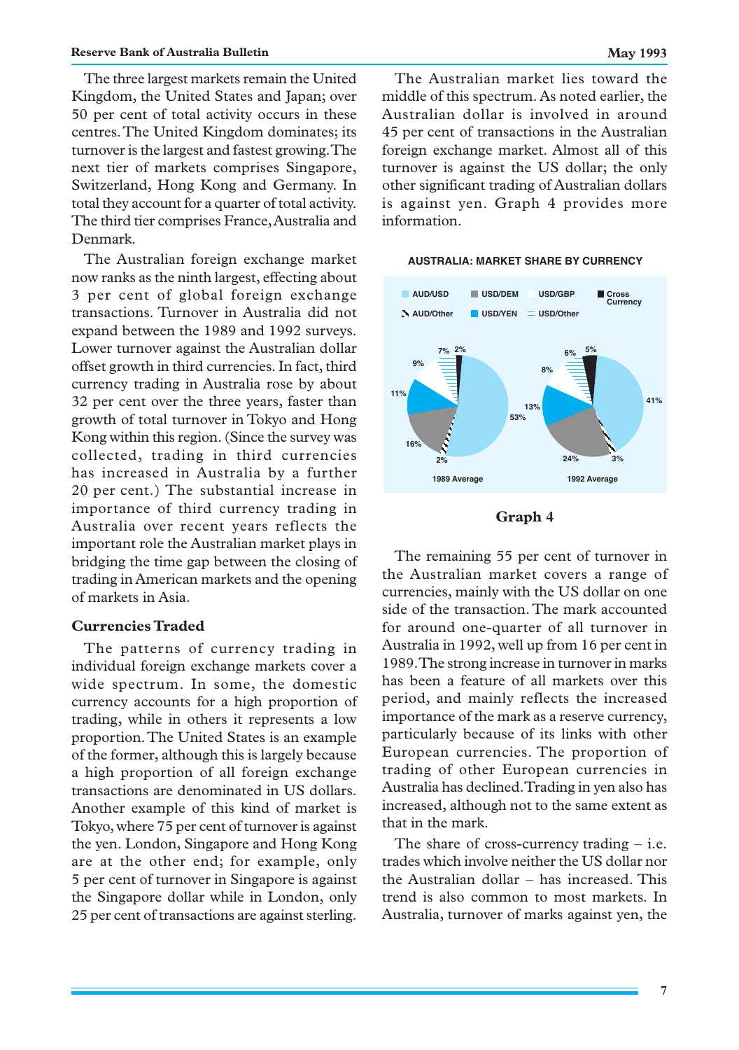The three largest markets remain the United Kingdom, the United States and Japan; over 50 per cent of total activity occurs in these centres. The United Kingdom dominates; its turnover is the largest and fastest growing. The next tier of markets comprises Singapore, Switzerland, Hong Kong and Germany. In total they account for a quarter of total activity. The third tier comprises France, Australia and Denmark.

The Australian foreign exchange market now ranks as the ninth largest, effecting about 3 per cent of global foreign exchange transactions. Turnover in Australia did not expand between the 1989 and 1992 surveys. Lower turnover against the Australian dollar offset growth in third currencies. In fact, third currency trading in Australia rose by about 32 per cent over the three years, faster than growth of total turnover in Tokyo and Hong Kong within this region. (Since the survey was collected, trading in third currencies has increased in Australia by a further 20 per cent.) The substantial increase in importance of third currency trading in Australia over recent years reflects the important role the Australian market plays in bridging the time gap between the closing of trading in American markets and the opening of markets in Asia.

## Currencies Traded

The patterns of currency trading in individual foreign exchange markets cover a wide spectrum. In some, the domestic currency accounts for a high proportion of trading, while in others it represents a low proportion. The United States is an example of the former, although this is largely because a high proportion of all foreign exchange transactions are denominated in US dollars. Another example of this kind of market is Tokyo, where 75 per cent of turnover is against the yen. London, Singapore and Hong Kong are at the other end; for example, only 5 per cent of turnover in Singapore is against the Singapore dollar while in London, only 25 per cent of transactions are against sterling.

The Australian market lies toward the middle of this spectrum. As noted earlier, the Australian dollar is involved in around 45 per cent of transactions in the Australian foreign exchange market. Almost all of this turnover is against the US dollar; the only other significant trading of Australian dollars is against yen. Graph 4 provides more information.

**AUSTRALIA: MARKET SHARE BY CURRENCY**

| Currency | 1989 Average | 1992 Average |
|---|---|---|
| AUD/USD | 53% | 41% |
| AUD/Other | 2% | 3% |
| USD/DEM | 16% | 24% |
| USD/YEN | 11% | 13% |
| USD/GBP | 9% | 8% |
| USD/Other | 7% | 6% |
| Cross Currency | 2% | 5% |

**Graph 4**

The remaining 55 per cent of turnover in the Australian market covers a range of currencies, mainly with the US dollar on one side of the transaction. The mark accounted for around one-quarter of all turnover in Australia in 1992, well up from 16 per cent in 1989. The strong increase in turnover in marks has been a feature of all markets over this period, and mainly reflects the increased importance of the mark as a reserve currency, particularly because of its links with other European currencies. The proportion of trading of other European currencies in Australia has declined. Trading in yen also has increased, although not to the same extent as that in the mark.

The share of cross-currency trading – i.e. trades which involve neither the US dollar nor the Australian dollar – has increased. This trend is also common to most markets. In Australia, turnover of marks against yen, the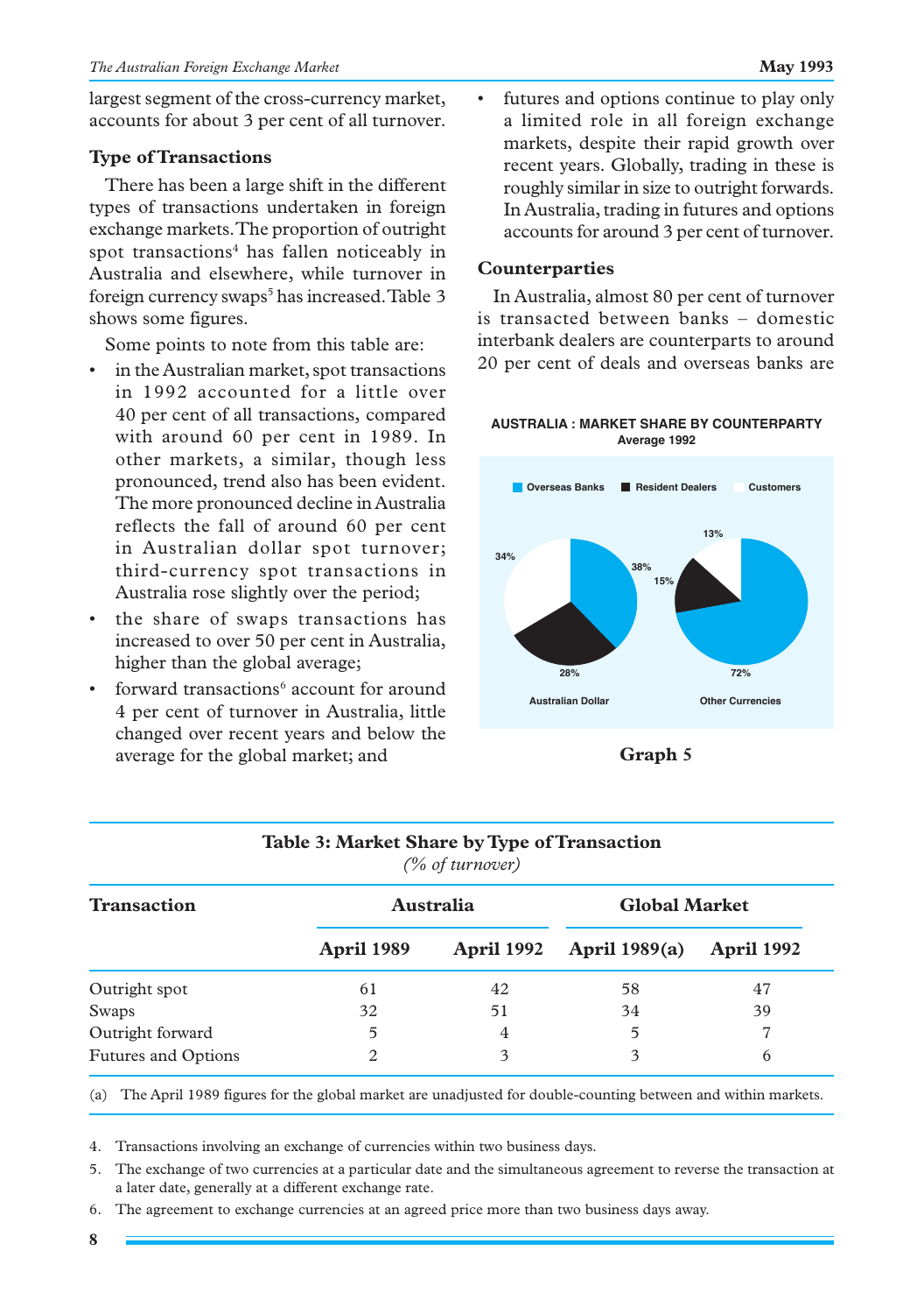largest segment of the cross-currency market, accounts for about 3 per cent of all turnover.

### Type of Transactions

There has been a large shift in the different types of transactions undertaken in foreign exchange markets. The proportion of outright spot transactions[4] has fallen noticeably in Australia and elsewhere, while turnover in foreign currency swaps[5] has increased. Table 3 shows some figures.

Some points to note from this table are:

- in the Australian market, spot transactions in 1992 accounted for a little over 40 per cent of all transactions, compared with around 60 per cent in 1989. In other markets, a similar, though less pronounced, trend also has been evident. The more pronounced decline in Australia reflects the fall of around 60 per cent in Australian dollar spot turnover; third-currency spot transactions in Australia rose slightly over the period;
- the share of swaps transactions has increased to over 50 per cent in Australia, higher than the global average;
- forward transactions[6] account for around 4 per cent of turnover in Australia, little changed over recent years and below the average for the global market; and
- futures and options continue to play only a limited role in all foreign exchange markets, despite their rapid growth over recent years. Globally, trading in these is roughly similar in size to outright forwards. In Australia, trading in futures and options accounts for around 3 per cent of turnover.

### Counterparties

In Australia, almost 80 per cent of turnover is transacted between banks – domestic interbank dealers are counterparts to around 20 per cent of deals and overseas banks are

**AUSTRALIA : MARKET SHARE BY COUNTERPARTY**
**Average 1992**

Overseas Banks | Resident Dealers | Customers

Australian Dollar: 38% | 28% | 34%

Other Currencies: 72% | 15% | 13%

**Graph 5**

**Table 3: Market Share by Type of Transaction**
*(% of turnover)*

| Transaction | Australia | | Global Market | |
|---|---|---|---|---|
| | April 1989 | April 1992 | April 1989(a) | April 1992 |
| Outright spot | 61 | 42 | 58 | 47 |
| Swaps | 32 | 51 | 34 | 39 |
| Outright forward | 5 | 4 | 5 | 7 |
| Futures and Options | 2 | 3 | 3 | 6 |

(a) The April 1989 figures for the global market are unadjusted for double-counting between and within markets.

4. Transactions involving an exchange of currencies within two business days.
5. The exchange of two currencies at a particular date and the simultaneous agreement to reverse the transaction at a later date, generally at a different exchange rate.
6. The agreement to exchange currencies at an agreed price more than two business days away.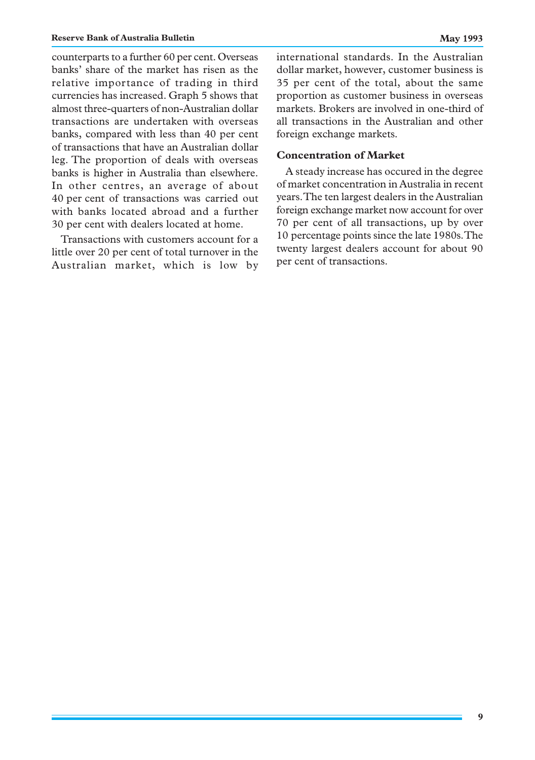counterparts to a further 60 per cent. Overseas banks' share of the market has risen as the relative importance of trading in third currencies has increased. Graph 5 shows that almost three-quarters of non-Australian dollar transactions are undertaken with overseas banks, compared with less than 40 per cent of transactions that have an Australian dollar leg. The proportion of deals with overseas banks is higher in Australia than elsewhere. In other centres, an average of about 40 per cent of transactions was carried out with banks located abroad and a further 30 per cent with dealers located at home.

Transactions with customers account for a little over 20 per cent of total turnover in the Australian market, which is low by international standards. In the Australian dollar market, however, customer business is 35 per cent of the total, about the same proportion as customer business in overseas markets. Brokers are involved in one-third of all transactions in the Australian and other foreign exchange markets.

### Concentration of Market

A steady increase has occured in the degree of market concentration in Australia in recent years. The ten largest dealers in the Australian foreign exchange market now account for over 70 per cent of all transactions, up by over 10 percentage points since the late 1980s. The twenty largest dealers account for about 90 per cent of transactions.